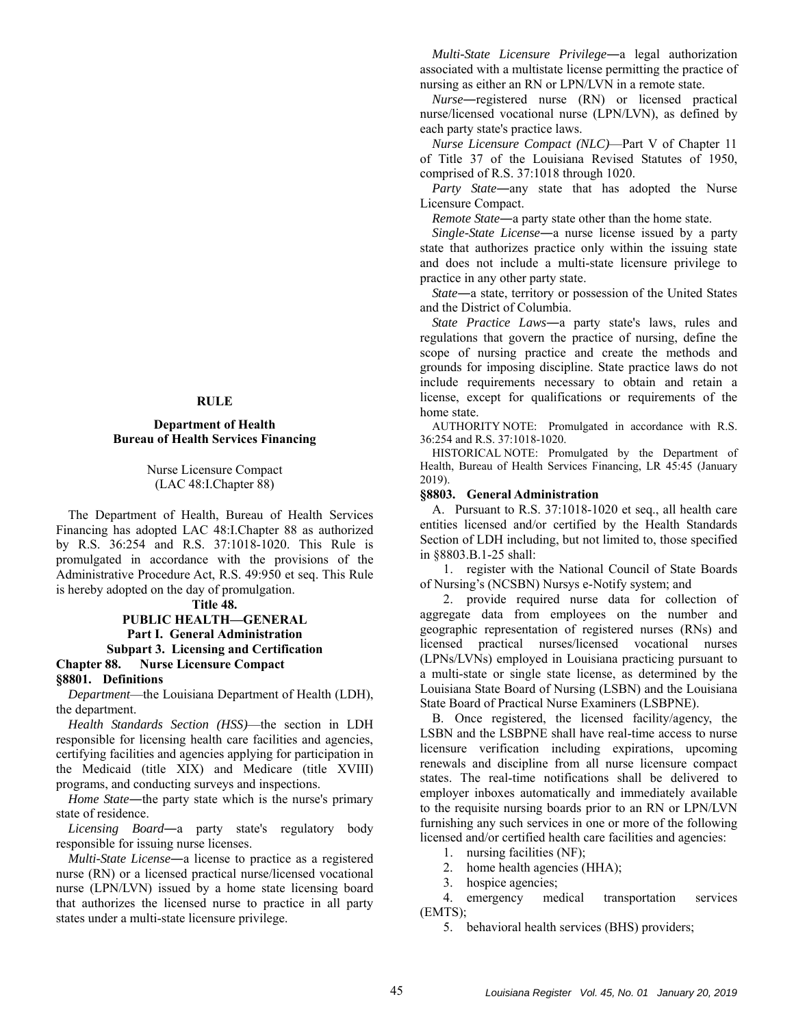## RULE

### Department of Health
### Bureau of Health Services Financing

Nurse Licensure Compact
(LAC 48:I.Chapter 88)

The Department of Health, Bureau of Health Services Financing has adopted LAC 48:I.Chapter 88 as authorized by R.S. 36:254 and R.S. 37:1018-1020. This Rule is promulgated in accordance with the provisions of the Administrative Procedure Act, R.S. 49:950 et seq. This Rule is hereby adopted on the day of promulgation.

**Title 48.**
**PUBLIC HEALTH—GENERAL**
**Part I. General Administration**
**Subpart 3. Licensing and Certification**

**Chapter 88. Nurse Licensure Compact**

**§8801. Definitions**

*Department*—the Louisiana Department of Health (LDH), the department.

*Health Standards Section (HSS)*—the section in LDH responsible for licensing health care facilities and agencies, certifying facilities and agencies applying for participation in the Medicaid (title XIX) and Medicare (title XVIII) programs, and conducting surveys and inspections.

*Home State*―the party state which is the nurse's primary state of residence.

*Licensing Board*―a party state's regulatory body responsible for issuing nurse licenses.

*Multi-State License*―a license to practice as a registered nurse (RN) or a licensed practical nurse/licensed vocational nurse (LPN/LVN) issued by a home state licensing board that authorizes the licensed nurse to practice in all party states under a multi-state licensure privilege.

*Multi-State Licensure Privilege*―a legal authorization associated with a multistate license permitting the practice of nursing as either an RN or LPN/LVN in a remote state.

*Nurse*―registered nurse (RN) or licensed practical nurse/licensed vocational nurse (LPN/LVN), as defined by each party state's practice laws.

*Nurse Licensure Compact (NLC)*—Part V of Chapter 11 of Title 37 of the Louisiana Revised Statutes of 1950, comprised of R.S. 37:1018 through 1020.

*Party State*―any state that has adopted the Nurse Licensure Compact.

*Remote State*―a party state other than the home state.

*Single-State License*―a nurse license issued by a party state that authorizes practice only within the issuing state and does not include a multi-state licensure privilege to practice in any other party state.

*State*―a state, territory or possession of the United States and the District of Columbia.

*State Practice Laws*―a party state's laws, rules and regulations that govern the practice of nursing, define the scope of nursing practice and create the methods and grounds for imposing discipline. State practice laws do not include requirements necessary to obtain and retain a license, except for qualifications or requirements of the home state.

AUTHORITY NOTE: Promulgated in accordance with R.S. 36:254 and R.S. 37:1018-1020.

HISTORICAL NOTE: Promulgated by the Department of Health, Bureau of Health Services Financing, LR 45:45 (January 2019).

**§8803. General Administration**

A. Pursuant to R.S. 37:1018-1020 et seq., all health care entities licensed and/or certified by the Health Standards Section of LDH including, but not limited to, those specified in §8803.B.1-25 shall:

1. register with the National Council of State Boards of Nursing's (NCSBN) Nursys e-Notify system; and

2. provide required nurse data for collection of aggregate data from employees on the number and geographic representation of registered nurses (RNs) and licensed practical nurses/licensed vocational nurses (LPNs/LVNs) employed in Louisiana practicing pursuant to a multi-state or single state license, as determined by the Louisiana State Board of Nursing (LSBN) and the Louisiana State Board of Practical Nurse Examiners (LSBPNE).

B. Once registered, the licensed facility/agency, the LSBN and the LSBPNE shall have real-time access to nurse licensure verification including expirations, upcoming renewals and discipline from all nurse licensure compact states. The real-time notifications shall be delivered to employer inboxes automatically and immediately available to the requisite nursing boards prior to an RN or LPN/LVN furnishing any such services in one or more of the following licensed and/or certified health care facilities and agencies:

1. nursing facilities (NF);

2. home health agencies (HHA);

3. hospice agencies;

4. emergency medical transportation services (EMTS);

5. behavioral health services (BHS) providers;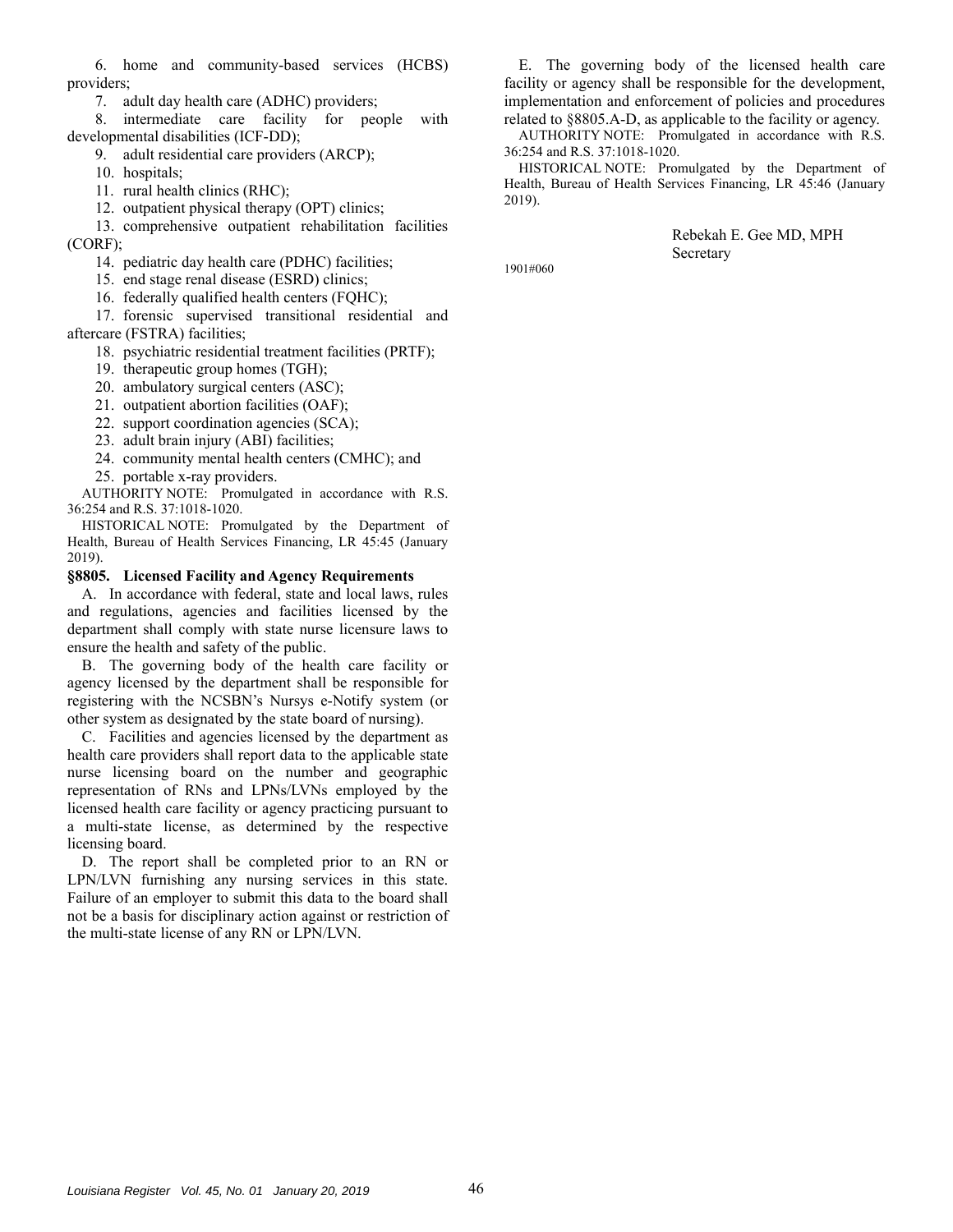6. home and community-based services (HCBS) providers;

7. adult day health care (ADHC) providers;

8. intermediate care facility for people with developmental disabilities (ICF-DD);

9. adult residential care providers (ARCP);

10. hospitals;

11. rural health clinics (RHC);

12. outpatient physical therapy (OPT) clinics;

13. comprehensive outpatient rehabilitation facilities (CORF);

14. pediatric day health care (PDHC) facilities;

15. end stage renal disease (ESRD) clinics;

16. federally qualified health centers (FQHC);

17. forensic supervised transitional residential and aftercare (FSTRA) facilities;

18. psychiatric residential treatment facilities (PRTF);

19. therapeutic group homes (TGH);

20. ambulatory surgical centers (ASC);

21. outpatient abortion facilities (OAF);

22. support coordination agencies (SCA);

23. adult brain injury (ABI) facilities;

24. community mental health centers (CMHC); and

25. portable x-ray providers.

AUTHORITY NOTE: Promulgated in accordance with R.S. 36:254 and R.S. 37:1018-1020.

HISTORICAL NOTE: Promulgated by the Department of Health, Bureau of Health Services Financing, LR 45:45 (January 2019).

**§8805. Licensed Facility and Agency Requirements**

A. In accordance with federal, state and local laws, rules and regulations, agencies and facilities licensed by the department shall comply with state nurse licensure laws to ensure the health and safety of the public.

B. The governing body of the health care facility or agency licensed by the department shall be responsible for registering with the NCSBN's Nursys e-Notify system (or other system as designated by the state board of nursing).

C. Facilities and agencies licensed by the department as health care providers shall report data to the applicable state nurse licensing board on the number and geographic representation of RNs and LPNs/LVNs employed by the licensed health care facility or agency practicing pursuant to a multi-state license, as determined by the respective licensing board.

D. The report shall be completed prior to an RN or LPN/LVN furnishing any nursing services in this state. Failure of an employer to submit this data to the board shall not be a basis for disciplinary action against or restriction of the multi-state license of any RN or LPN/LVN.

E. The governing body of the licensed health care facility or agency shall be responsible for the development, implementation and enforcement of policies and procedures related to §8805.A-D, as applicable to the facility or agency.

AUTHORITY NOTE: Promulgated in accordance with R.S. 36:254 and R.S. 37:1018-1020.

HISTORICAL NOTE: Promulgated by the Department of Health, Bureau of Health Services Financing, LR 45:46 (January 2019).

Rebekah E. Gee MD, MPH
Secretary

1901#060